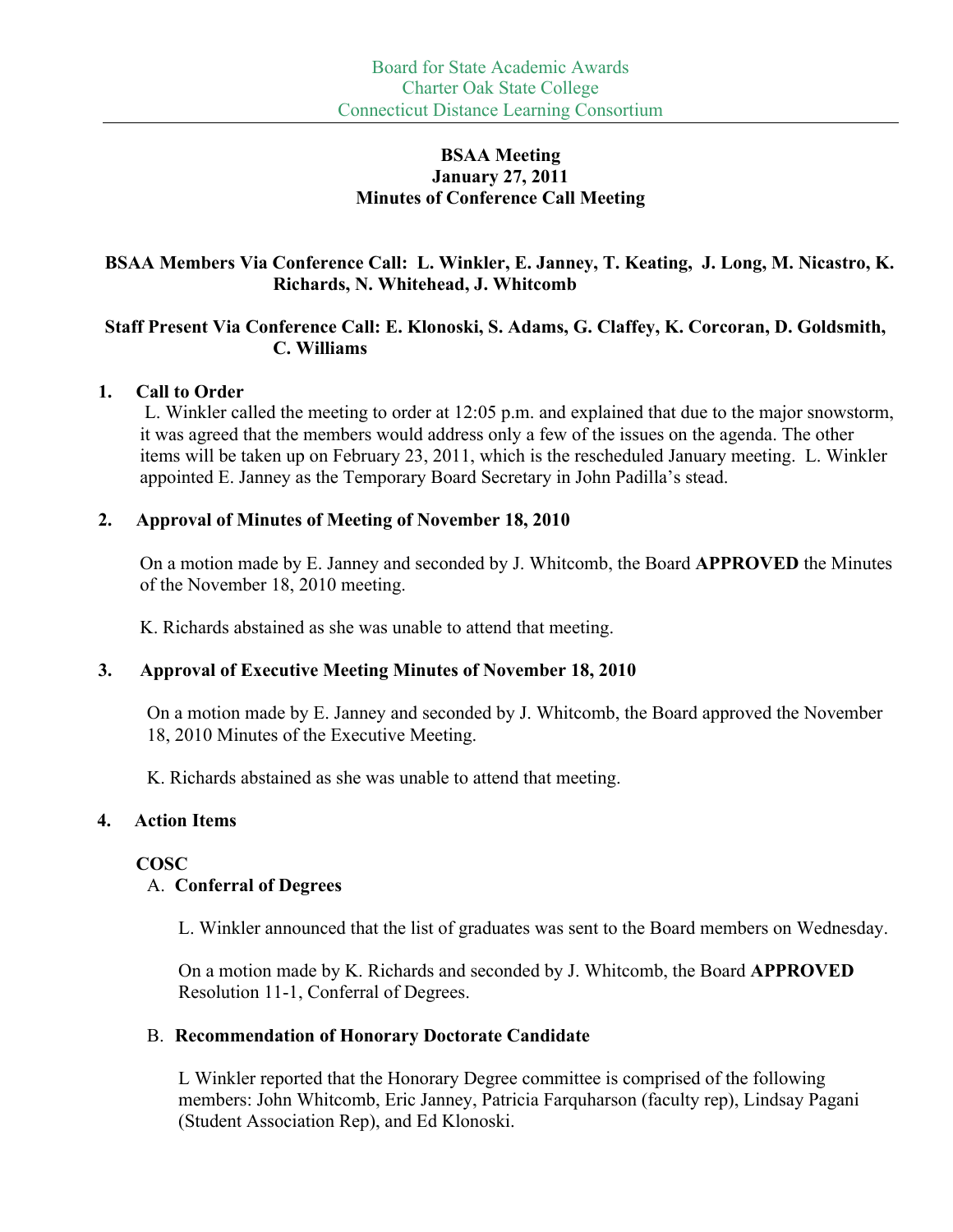Board for State Academic Awards
Charter Oak State College
Connecticut Distance Learning Consortium

# BSAA Meeting
## January 27, 2011
## Minutes of Conference Call Meeting

**BSAA Members Via Conference Call: L. Winkler, E. Janney, T. Keating, J. Long, M. Nicastro, K. Richards, N. Whitehead, J. Whitcomb**

**Staff Present Via Conference Call: E. Klonoski, S. Adams, G. Claffey, K. Corcoran, D. Goldsmith, C. Williams**

**1. Call to Order**

L. Winkler called the meeting to order at 12:05 p.m. and explained that due to the major snowstorm, it was agreed that the members would address only a few of the issues on the agenda. The other items will be taken up on February 23, 2011, which is the rescheduled January meeting. L. Winkler appointed E. Janney as the Temporary Board Secretary in John Padilla's stead.

**2. Approval of Minutes of Meeting of November 18, 2010**

On a motion made by E. Janney and seconded by J. Whitcomb, the Board **APPROVED** the Minutes of the November 18, 2010 meeting.

K. Richards abstained as she was unable to attend that meeting.

**3. Approval of Executive Meeting Minutes of November 18, 2010**

On a motion made by E. Janney and seconded by J. Whitcomb, the Board approved the November 18, 2010 Minutes of the Executive Meeting.

K. Richards abstained as she was unable to attend that meeting.

**4. Action Items**

**COSC**

A. **Conferral of Degrees**

L. Winkler announced that the list of graduates was sent to the Board members on Wednesday.

On a motion made by K. Richards and seconded by J. Whitcomb, the Board **APPROVED** Resolution 11-1, Conferral of Degrees.

B. **Recommendation of Honorary Doctorate Candidate**

L Winkler reported that the Honorary Degree committee is comprised of the following members: John Whitcomb, Eric Janney, Patricia Farquharson (faculty rep), Lindsay Pagani (Student Association Rep), and Ed Klonoski.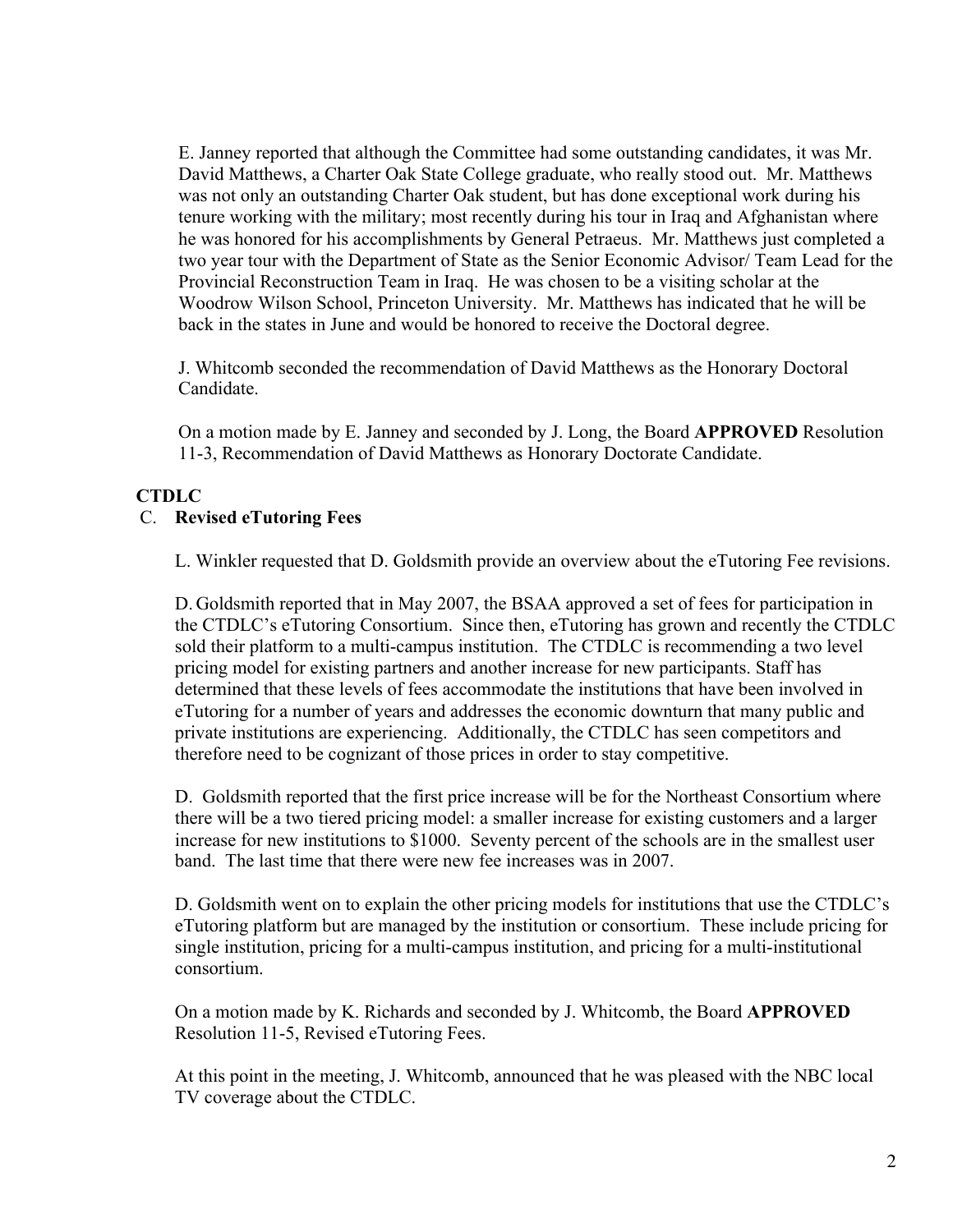E. Janney reported that although the Committee had some outstanding candidates, it was Mr. David Matthews, a Charter Oak State College graduate, who really stood out. Mr. Matthews was not only an outstanding Charter Oak student, but has done exceptional work during his tenure working with the military; most recently during his tour in Iraq and Afghanistan where he was honored for his accomplishments by General Petraeus. Mr. Matthews just completed a two year tour with the Department of State as the Senior Economic Advisor/ Team Lead for the Provincial Reconstruction Team in Iraq. He was chosen to be a visiting scholar at the Woodrow Wilson School, Princeton University. Mr. Matthews has indicated that he will be back in the states in June and would be honored to receive the Doctoral degree.

J. Whitcomb seconded the recommendation of David Matthews as the Honorary Doctoral Candidate.

On a motion made by E. Janney and seconded by J. Long, the Board **APPROVED** Resolution 11-3, Recommendation of David Matthews as Honorary Doctorate Candidate.

**CTDLC**

C. **Revised eTutoring Fees**

L. Winkler requested that D. Goldsmith provide an overview about the eTutoring Fee revisions.

D. Goldsmith reported that in May 2007, the BSAA approved a set of fees for participation in the CTDLC's eTutoring Consortium. Since then, eTutoring has grown and recently the CTDLC sold their platform to a multi-campus institution. The CTDLC is recommending a two level pricing model for existing partners and another increase for new participants. Staff has determined that these levels of fees accommodate the institutions that have been involved in eTutoring for a number of years and addresses the economic downturn that many public and private institutions are experiencing. Additionally, the CTDLC has seen competitors and therefore need to be cognizant of those prices in order to stay competitive.

D. Goldsmith reported that the first price increase will be for the Northeast Consortium where there will be a two tiered pricing model: a smaller increase for existing customers and a larger increase for new institutions to $1000. Seventy percent of the schools are in the smallest user band. The last time that there were new fee increases was in 2007.

D. Goldsmith went on to explain the other pricing models for institutions that use the CTDLC's eTutoring platform but are managed by the institution or consortium. These include pricing for single institution, pricing for a multi-campus institution, and pricing for a multi-institutional consortium.

On a motion made by K. Richards and seconded by J. Whitcomb, the Board **APPROVED** Resolution 11-5, Revised eTutoring Fees.

At this point in the meeting, J. Whitcomb, announced that he was pleased with the NBC local TV coverage about the CTDLC.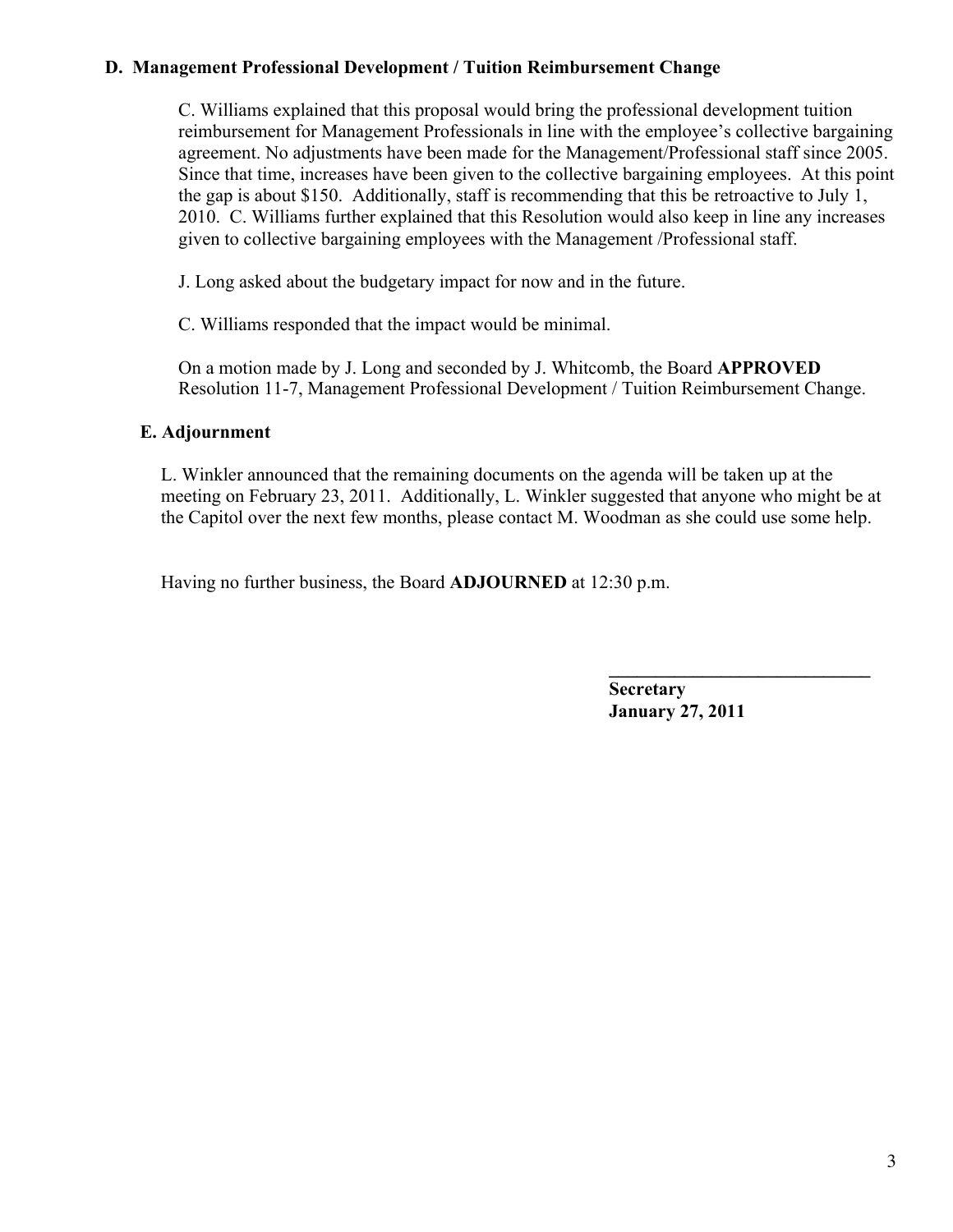### D. Management Professional Development / Tuition Reimbursement Change

C. Williams explained that this proposal would bring the professional development tuition reimbursement for Management Professionals in line with the employee's collective bargaining agreement. No adjustments have been made for the Management/Professional staff since 2005. Since that time, increases have been given to the collective bargaining employees. At this point the gap is about $150. Additionally, staff is recommending that this be retroactive to July 1, 2010. C. Williams further explained that this Resolution would also keep in line any increases given to collective bargaining employees with the Management /Professional staff.

J. Long asked about the budgetary impact for now and in the future.

C. Williams responded that the impact would be minimal.

On a motion made by J. Long and seconded by J. Whitcomb, the Board **APPROVED** Resolution 11-7, Management Professional Development / Tuition Reimbursement Change.

### E. Adjournment

L. Winkler announced that the remaining documents on the agenda will be taken up at the meeting on February 23, 2011. Additionally, L. Winkler suggested that anyone who might be at the Capitol over the next few months, please contact M. Woodman as she could use some help.

Having no further business, the Board **ADJOURNED** at 12:30 p.m.

\_\_\_\_\_\_\_\_\_\_\_\_\_\_\_\_\_\_\_\_\_\_\_\_\_\_\_\_\_\_

**Secretary**
**January 27, 2011**